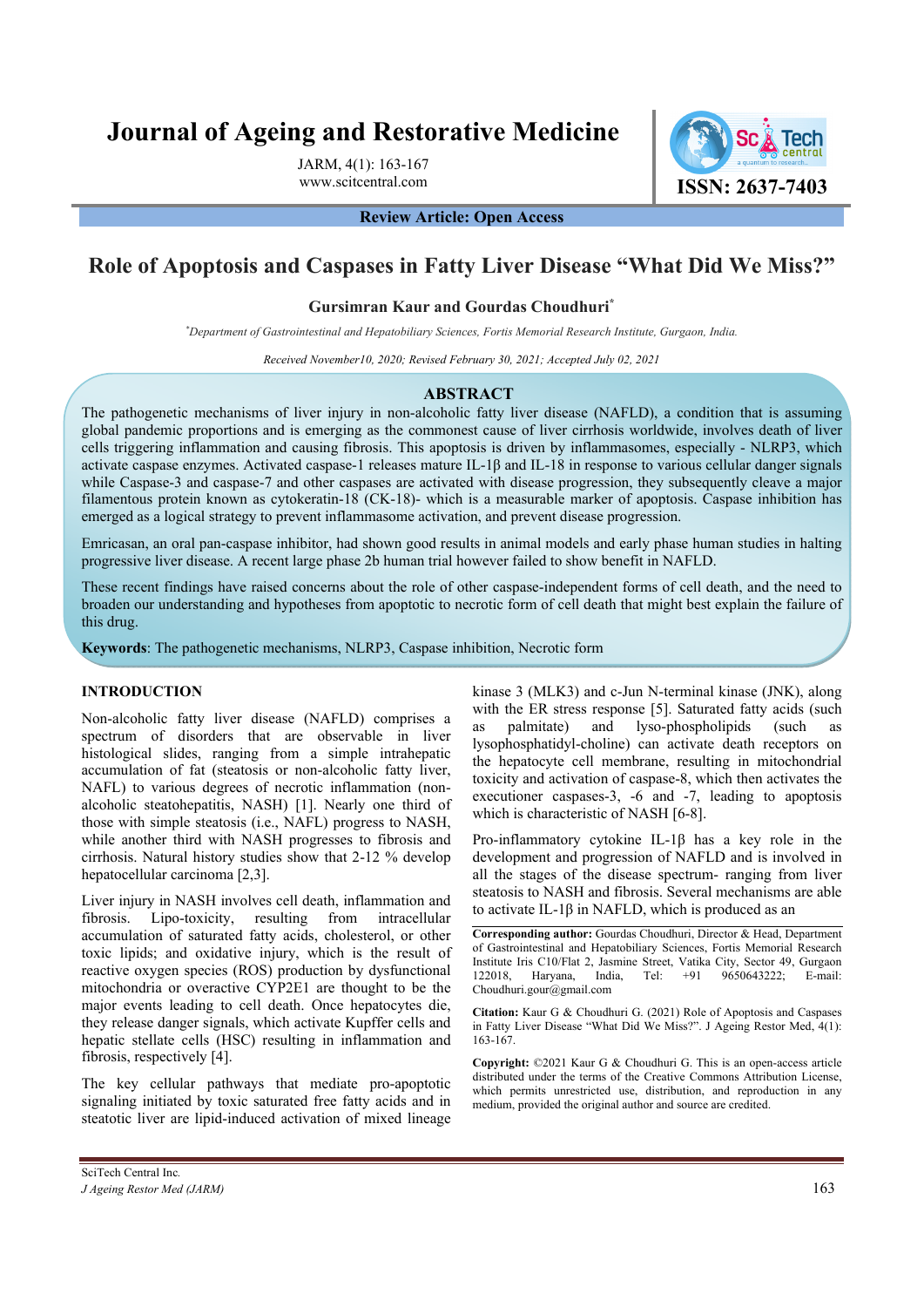# Journal of Ageing and Restorative Medicine

JARM, 4(1): 163-167
www.scitcentral.com

ISSN: 2637-7403

**Review Article: Open Access**

## Role of Apoptosis and Caspases in Fatty Liver Disease "What Did We Miss?"

**Gursimran Kaur and Gourdas Choudhuri[*]**

*[*]Department of Gastrointestinal and Hepatobiliary Sciences, Fortis Memorial Research Institute, Gurgaon, India.*

*Received November10, 2020; Revised February 30, 2021; Accepted July 02, 2021*

### ABSTRACT

The pathogenetic mechanisms of liver injury in non-alcoholic fatty liver disease (NAFLD), a condition that is assuming global pandemic proportions and is emerging as the commonest cause of liver cirrhosis worldwide, involves death of liver cells triggering inflammation and causing fibrosis. This apoptosis is driven by inflammasomes, especially - NLRP3, which activate caspase enzymes. Activated caspase-1 releases mature IL-1β and IL-18 in response to various cellular danger signals while Caspase-3 and caspase-7 and other caspases are activated with disease progression, they subsequently cleave a major filamentous protein known as cytokeratin-18 (CK-18)- which is a measurable marker of apoptosis. Caspase inhibition has emerged as a logical strategy to prevent inflammasome activation, and prevent disease progression.

Emricasan, an oral pan-caspase inhibitor, had shown good results in animal models and early phase human studies in halting progressive liver disease. A recent large phase 2b human trial however failed to show benefit in NAFLD.

These recent findings have raised concerns about the role of other caspase-independent forms of cell death, and the need to broaden our understanding and hypotheses from apoptotic to necrotic form of cell death that might best explain the failure of this drug.

**Keywords**: The pathogenetic mechanisms, NLRP3, Caspase inhibition, Necrotic form

### INTRODUCTION

Non-alcoholic fatty liver disease (NAFLD) comprises a spectrum of disorders that are observable in liver histological slides, ranging from a simple intrahepatic accumulation of fat (steatosis or non-alcoholic fatty liver, NAFL) to various degrees of necrotic inflammation (non-alcoholic steatohepatitis, NASH) [1]. Nearly one third of those with simple steatosis (i.e., NAFL) progress to NASH, while another third with NASH progresses to fibrosis and cirrhosis. Natural history studies show that 2-12 % develop hepatocellular carcinoma [2,3].

Liver injury in NASH involves cell death, inflammation and fibrosis. Lipo-toxicity, resulting from intracellular accumulation of saturated fatty acids, cholesterol, or other toxic lipids; and oxidative injury, which is the result of reactive oxygen species (ROS) production by dysfunctional mitochondria or overactive CYP2E1 are thought to be the major events leading to cell death. Once hepatocytes die, they release danger signals, which activate Kupffer cells and hepatic stellate cells (HSC) resulting in inflammation and fibrosis, respectively [4].

The key cellular pathways that mediate pro-apoptotic signaling initiated by toxic saturated free fatty acids and in steatotic liver are lipid-induced activation of mixed lineage kinase 3 (MLK3) and c-Jun N-terminal kinase (JNK), along with the ER stress response [5]. Saturated fatty acids (such as palmitate) and lyso-phospholipids (such as lysophosphatidyl-choline) can activate death receptors on the hepatocyte cell membrane, resulting in mitochondrial toxicity and activation of caspase-8, which then activates the executioner caspases-3, -6 and -7, leading to apoptosis which is characteristic of NASH [6-8].

Pro-inflammatory cytokine IL-1β has a key role in the development and progression of NAFLD and is involved in all the stages of the disease spectrum- ranging from liver steatosis to NASH and fibrosis. Several mechanisms are able to activate IL-1β in NAFLD, which is produced as an

**Corresponding author:** Gourdas Choudhuri, Director & Head, Department of Gastrointestinal and Hepatobiliary Sciences, Fortis Memorial Research Institute Iris C10/Flat 2, Jasmine Street, Vatika City, Sector 49, Gurgaon 122018, Haryana, India, Tel: +91 9650643222; E-mail: Choudhuri.gour@gmail.com

**Citation:** Kaur G & Choudhuri G. (2021) Role of Apoptosis and Caspases in Fatty Liver Disease "What Did We Miss?". J Ageing Restor Med, 4(1): 163-167.

**Copyright:** ©2021 Kaur G & Choudhuri G. This is an open-access article distributed under the terms of the Creative Commons Attribution License, which permits unrestricted use, distribution, and reproduction in any medium, provided the original author and source are credited.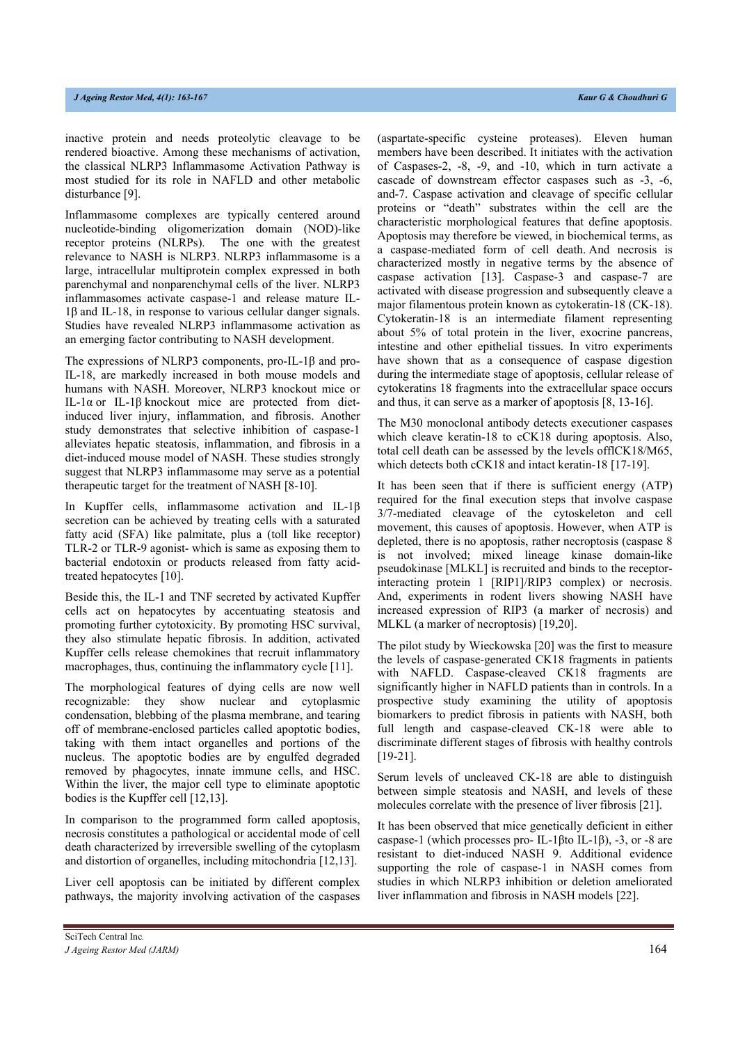inactive protein and needs proteolytic cleavage to be rendered bioactive. Among these mechanisms of activation, the classical NLRP3 Inflammasome Activation Pathway is most studied for its role in NAFLD and other metabolic disturbance [9].

Inflammasome complexes are typically centered around nucleotide-binding oligomerization domain (NOD)-like receptor proteins (NLRPs). The one with the greatest relevance to NASH is NLRP3. NLRP3 inflammasome is a large, intracellular multiprotein complex expressed in both parenchymal and nonparenchymal cells of the liver. NLRP3 inflammasomes activate caspase-1 and release mature IL-1β and IL-18, in response to various cellular danger signals. Studies have revealed NLRP3 inflammasome activation as an emerging factor contributing to NASH development.

The expressions of NLRP3 components, pro-IL-1β and pro-IL-18, are markedly increased in both mouse models and humans with NASH. Moreover, NLRP3 knockout mice or IL-1α or IL-1β knockout mice are protected from diet-induced liver injury, inflammation, and fibrosis. Another study demonstrates that selective inhibition of caspase-1 alleviates hepatic steatosis, inflammation, and fibrosis in a diet-induced mouse model of NASH. These studies strongly suggest that NLRP3 inflammasome may serve as a potential therapeutic target for the treatment of NASH [8-10].

In Kupffer cells, inflammasome activation and IL-1β secretion can be achieved by treating cells with a saturated fatty acid (SFA) like palmitate, plus a (toll like receptor) TLR-2 or TLR-9 agonist- which is same as exposing them to bacterial endotoxin or products released from fatty acid-treated hepatocytes [10].

Beside this, the IL-1 and TNF secreted by activated Kupffer cells act on hepatocytes by accentuating steatosis and promoting further cytotoxicity. By promoting HSC survival, they also stimulate hepatic fibrosis. In addition, activated Kupffer cells release chemokines that recruit inflammatory macrophages, thus, continuing the inflammatory cycle [11].

The morphological features of dying cells are now well recognizable: they show nuclear and cytoplasmic condensation, blebbing of the plasma membrane, and tearing off of membrane-enclosed particles called apoptotic bodies, taking with them intact organelles and portions of the nucleus. The apoptotic bodies are by engulfed degraded removed by phagocytes, innate immune cells, and HSC. Within the liver, the major cell type to eliminate apoptotic bodies is the Kupffer cell [12,13].

In comparison to the programmed form called apoptosis, necrosis constitutes a pathological or accidental mode of cell death characterized by irreversible swelling of the cytoplasm and distortion of organelles, including mitochondria [12,13].

Liver cell apoptosis can be initiated by different complex pathways, the majority involving activation of the caspases (aspartate-specific cysteine proteases). Eleven human members have been described. It initiates with the activation of Caspases-2, -8, -9, and -10, which in turn activate a cascade of downstream effector caspases such as -3, -6, and-7. Caspase activation and cleavage of specific cellular proteins or "death" substrates within the cell are the characteristic morphological features that define apoptosis. Apoptosis may therefore be viewed, in biochemical terms, as a caspase-mediated form of cell death. And necrosis is characterized mostly in negative terms by the absence of caspase activation [13]. Caspase-3 and caspase-7 are activated with disease progression and subsequently cleave a major filamentous protein known as cytokeratin-18 (CK-18). Cytokeratin-18 is an intermediate filament representing about 5% of total protein in the liver, exocrine pancreas, intestine and other epithelial tissues. In vitro experiments have shown that as a consequence of caspase digestion during the intermediate stage of apoptosis, cellular release of cytokeratins 18 fragments into the extracellular space occurs and thus, it can serve as a marker of apoptosis [8, 13-16].

The M30 monoclonal antibody detects executioner caspases which cleave keratin-18 to cCK18 during apoptosis. Also, total cell death can be assessed by the levels offlCK18/M65, which detects both cCK18 and intact keratin-18 [17-19].

It has been seen that if there is sufficient energy (ATP) required for the final execution steps that involve caspase 3/7-mediated cleavage of the cytoskeleton and cell movement, this causes of apoptosis. However, when ATP is depleted, there is no apoptosis, rather necroptosis (caspase 8 is not involved; mixed lineage kinase domain-like pseudokinase [MLKL] is recruited and binds to the receptor-interacting protein 1 [RIP1]/RIP3 complex) or necrosis. And, experiments in rodent livers showing NASH have increased expression of RIP3 (a marker of necrosis) and MLKL (a marker of necroptosis) [19,20].

The pilot study by Wieckowska [20] was the first to measure the levels of caspase-generated CK18 fragments in patients with NAFLD. Caspase-cleaved CK18 fragments are significantly higher in NAFLD patients than in controls. In a prospective study examining the utility of apoptosis biomarkers to predict fibrosis in patients with NASH, both full length and caspase-cleaved CK-18 were able to discriminate different stages of fibrosis with healthy controls [19-21].

Serum levels of uncleaved CK-18 are able to distinguish between simple steatosis and NASH, and levels of these molecules correlate with the presence of liver fibrosis [21].

It has been observed that mice genetically deficient in either caspase-1 (which processes pro- IL-1βto IL-1β), -3, or -8 are resistant to diet-induced NASH 9. Additional evidence supporting the role of caspase-1 in NASH comes from studies in which NLRP3 inhibition or deletion ameliorated liver inflammation and fibrosis in NASH models [22].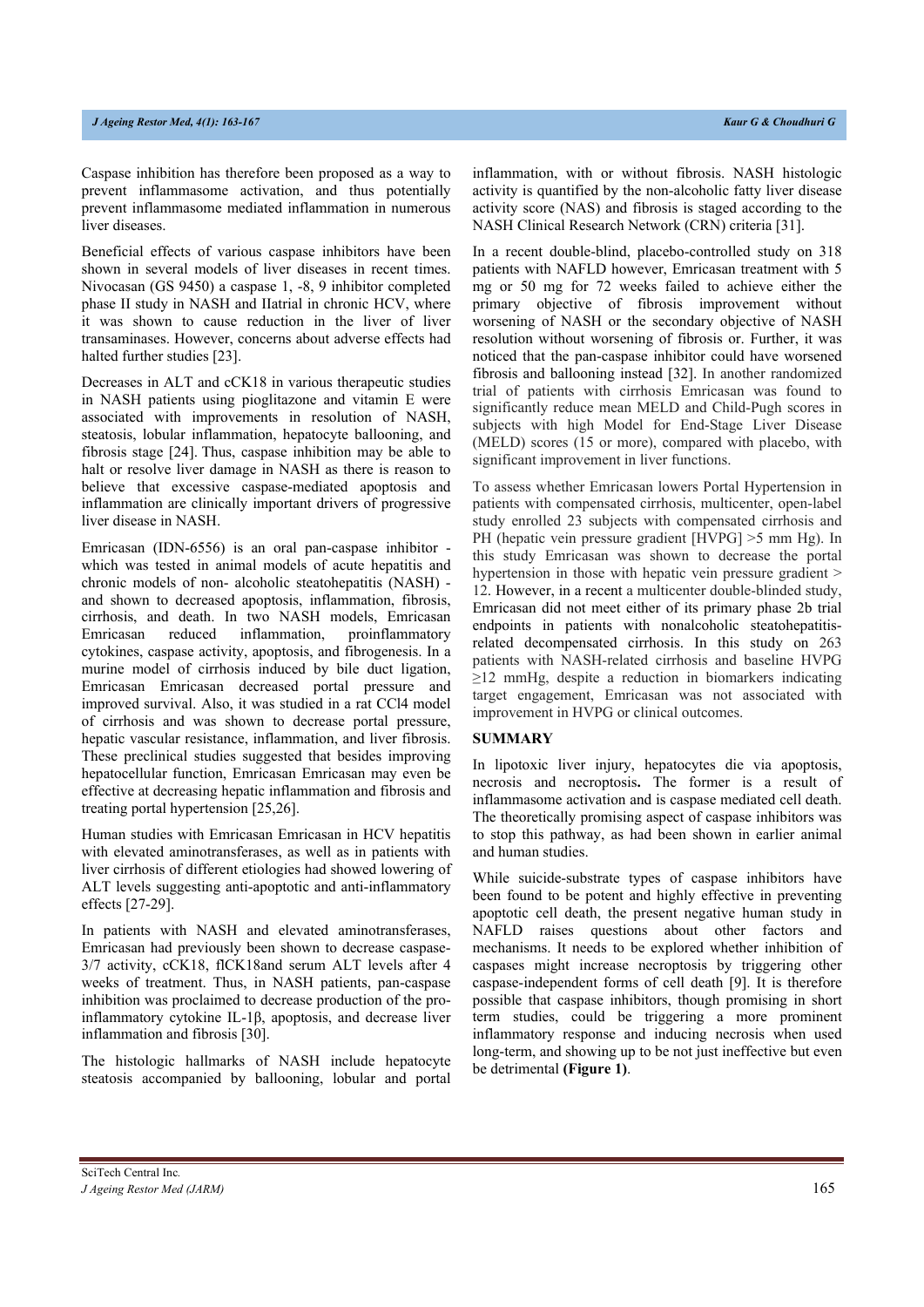Caspase inhibition has therefore been proposed as a way to prevent inflammasome activation, and thus potentially prevent inflammasome mediated inflammation in numerous liver diseases.

Beneficial effects of various caspase inhibitors have been shown in several models of liver diseases in recent times. Nivocasan (GS 9450) a caspase 1, -8, 9 inhibitor completed phase II study in NASH and IIatrial in chronic HCV, where it was shown to cause reduction in the liver of liver transaminases. However, concerns about adverse effects had halted further studies [23].

Decreases in ALT and cCK18 in various therapeutic studies in NASH patients using pioglitazone and vitamin E were associated with improvements in resolution of NASH, steatosis, lobular inflammation, hepatocyte ballooning, and fibrosis stage [24]. Thus, caspase inhibition may be able to halt or resolve liver damage in NASH as there is reason to believe that excessive caspase-mediated apoptosis and inflammation are clinically important drivers of progressive liver disease in NASH.

Emricasan (IDN-6556) is an oral pan-caspase inhibitor - which was tested in animal models of acute hepatitis and chronic models of non- alcoholic steatohepatitis (NASH) - and shown to decreased apoptosis, inflammation, fibrosis, cirrhosis, and death. In two NASH models, Emricasan Emricasan reduced inflammation, proinflammatory cytokines, caspase activity, apoptosis, and fibrogenesis. In a murine model of cirrhosis induced by bile duct ligation, Emricasan Emricasan decreased portal pressure and improved survival. Also, it was studied in a rat CCl4 model of cirrhosis and was shown to decrease portal pressure, hepatic vascular resistance, inflammation, and liver fibrosis. These preclinical studies suggested that besides improving hepatocellular function, Emricasan Emricasan may even be effective at decreasing hepatic inflammation and fibrosis and treating portal hypertension [25,26].

Human studies with Emricasan Emricasan in HCV hepatitis with elevated aminotransferases, as well as in patients with liver cirrhosis of different etiologies had showed lowering of ALT levels suggesting anti-apoptotic and anti-inflammatory effects [27-29].

In patients with NASH and elevated aminotransferases, Emricasan had previously been shown to decrease caspase-3/7 activity, cCK18, flCK18and serum ALT levels after 4 weeks of treatment. Thus, in NASH patients, pan-caspase inhibition was proclaimed to decrease production of the pro-inflammatory cytokine IL-1β, apoptosis, and decrease liver inflammation and fibrosis [30].

The histologic hallmarks of NASH include hepatocyte steatosis accompanied by ballooning, lobular and portal inflammation, with or without fibrosis. NASH histologic activity is quantified by the non-alcoholic fatty liver disease activity score (NAS) and fibrosis is staged according to the NASH Clinical Research Network (CRN) criteria [31].

In a recent double-blind, placebo-controlled study on 318 patients with NAFLD however, Emricasan treatment with 5 mg or 50 mg for 72 weeks failed to achieve either the primary objective of fibrosis improvement without worsening of NASH or the secondary objective of NASH resolution without worsening of fibrosis or. Further, it was noticed that the pan-caspase inhibitor could have worsened fibrosis and ballooning instead [32]. In another randomized trial of patients with cirrhosis Emricasan was found to significantly reduce mean MELD and Child-Pugh scores in subjects with high Model for End-Stage Liver Disease (MELD) scores (15 or more), compared with placebo, with significant improvement in liver functions.

To assess whether Emricasan lowers Portal Hypertension in patients with compensated cirrhosis, multicenter, open-label study enrolled 23 subjects with compensated cirrhosis and PH (hepatic vein pressure gradient [HVPG] >5 mm Hg). In this study Emricasan was shown to decrease the portal hypertension in those with hepatic vein pressure gradient > 12. However, in a recent a multicenter double-blinded study, Emricasan did not meet either of its primary phase 2b trial endpoints in patients with nonalcoholic steatohepatitis-related decompensated cirrhosis. In this study on 263 patients with NASH-related cirrhosis and baseline HVPG ≥12 mmHg, despite a reduction in biomarkers indicating target engagement, Emricasan was not associated with improvement in HVPG or clinical outcomes.

## SUMMARY

In lipotoxic liver injury, hepatocytes die via apoptosis, necrosis and necroptosis**.** The former is a result of inflammasome activation and is caspase mediated cell death. The theoretically promising aspect of caspase inhibitors was to stop this pathway, as had been shown in earlier animal and human studies.

While suicide-substrate types of caspase inhibitors have been found to be potent and highly effective in preventing apoptotic cell death, the present negative human study in NAFLD raises questions about other factors and mechanisms. It needs to be explored whether inhibition of caspases might increase necroptosis by triggering other caspase-independent forms of cell death [9]. It is therefore possible that caspase inhibitors, though promising in short term studies, could be triggering a more prominent inflammatory response and inducing necrosis when used long-term, and showing up to be not just ineffective but even be detrimental **(Figure 1)**.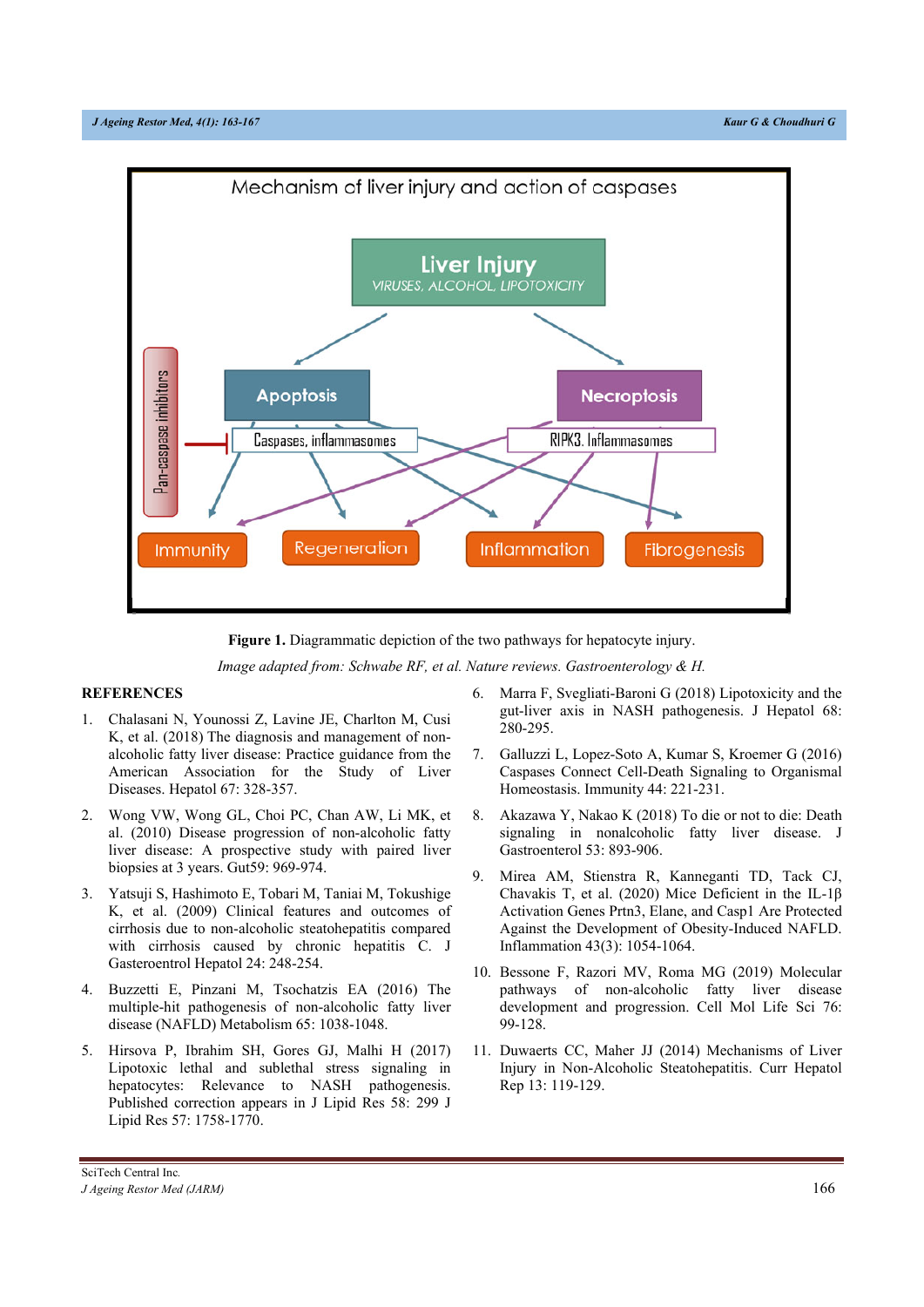**Figure 1.** Diagrammatic depiction of the two pathways for hepatocyte injury.

*Image adapted from: Schwabe RF, et al. Nature reviews. Gastroenterology & H.*

**REFERENCES**

1. Chalasani N, Younossi Z, Lavine JE, Charlton M, Cusi K, et al. (2018) The diagnosis and management of non-alcoholic fatty liver disease: Practice guidance from the American Association for the Study of Liver Diseases. Hepatol 67: 328-357.

2. Wong VW, Wong GL, Choi PC, Chan AW, Li MK, et al. (2010) Disease progression of non-alcoholic fatty liver disease: A prospective study with paired liver biopsies at 3 years. Gut59: 969-974.

3. Yatsuji S, Hashimoto E, Tobari M, Taniai M, Tokushige K, et al. (2009) Clinical features and outcomes of cirrhosis due to non-alcoholic steatohepatitis compared with cirrhosis caused by chronic hepatitis C. J Gasteroentrol Hepatol 24: 248-254.

4. Buzzetti E, Pinzani M, Tsochatzis EA (2016) The multiple-hit pathogenesis of non-alcoholic fatty liver disease (NAFLD) Metabolism 65: 1038-1048.

5. Hirsova P, Ibrahim SH, Gores GJ, Malhi H (2017) Lipotoxic lethal and sublethal stress signaling in hepatocytes: Relevance to NASH pathogenesis. Published correction appears in J Lipid Res 58: 299 J Lipid Res 57: 1758-1770.

6. Marra F, Svegliati-Baroni G (2018) Lipotoxicity and the gut-liver axis in NASH pathogenesis. J Hepatol 68: 280-295.

7. Galluzzi L, Lopez-Soto A, Kumar S, Kroemer G (2016) Caspases Connect Cell-Death Signaling to Organismal Homeostasis. Immunity 44: 221-231.

8. Akazawa Y, Nakao K (2018) To die or not to die: Death signaling in nonalcoholic fatty liver disease. J Gastroenterol 53: 893-906.

9. Mirea AM, Stienstra R, Kanneganti TD, Tack CJ, Chavakis T, et al. (2020) Mice Deficient in the IL-1β Activation Genes Prtn3, Elane, and Casp1 Are Protected Against the Development of Obesity-Induced NAFLD. Inflammation 43(3): 1054-1064.

10. Bessone F, Razori MV, Roma MG (2019) Molecular pathways of non-alcoholic fatty liver disease development and progression. Cell Mol Life Sci 76: 99-128.

11. Duwaerts CC, Maher JJ (2014) Mechanisms of Liver Injury in Non-Alcoholic Steatohepatitis. Curr Hepatol Rep 13: 119-129.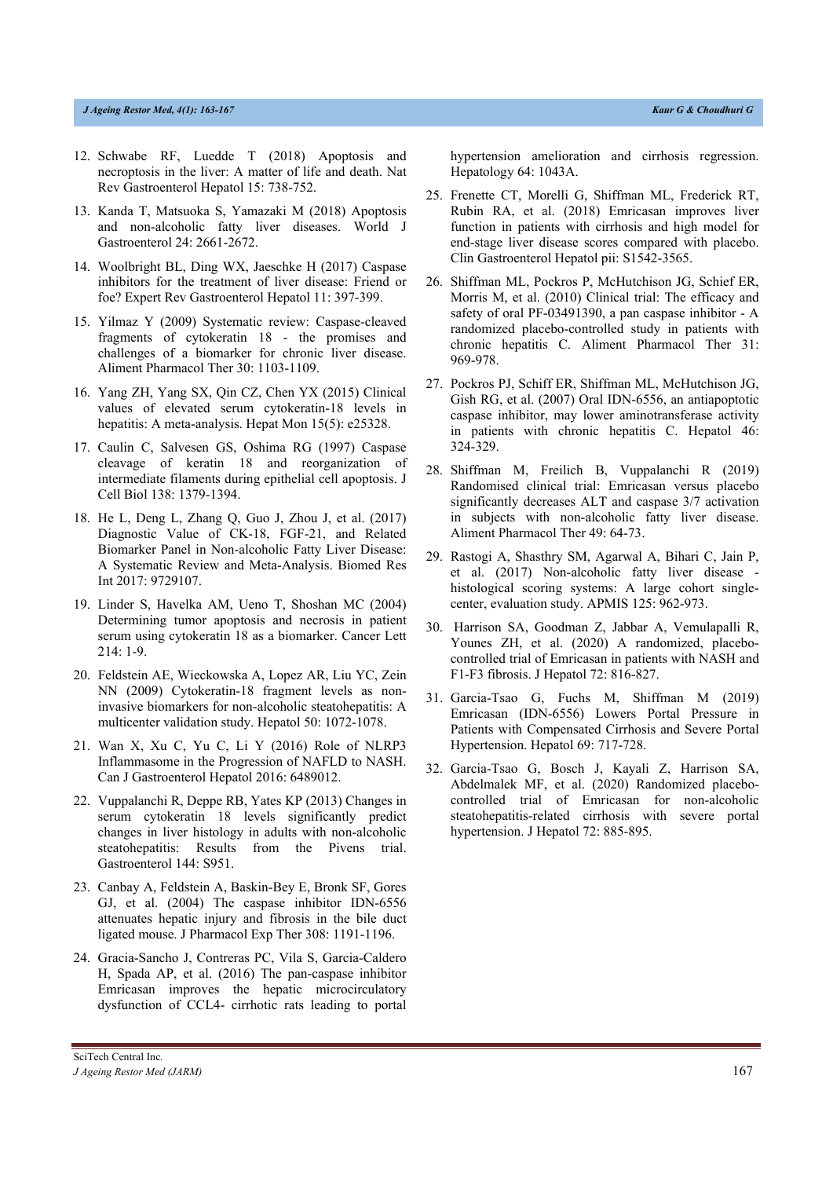12. Schwabe RF, Luedde T (2018) Apoptosis and necroptosis in the liver: A matter of life and death. Nat Rev Gastroenterol Hepatol 15: 738-752.
13. Kanda T, Matsuoka S, Yamazaki M (2018) Apoptosis and non-alcoholic fatty liver diseases. World J Gastroenterol 24: 2661-2672.
14. Woolbright BL, Ding WX, Jaeschke H (2017) Caspase inhibitors for the treatment of liver disease: Friend or foe? Expert Rev Gastroenterol Hepatol 11: 397-399.
15. Yilmaz Y (2009) Systematic review: Caspase-cleaved fragments of cytokeratin 18 - the promises and challenges of a biomarker for chronic liver disease. Aliment Pharmacol Ther 30: 1103-1109.
16. Yang ZH, Yang SX, Qin CZ, Chen YX (2015) Clinical values of elevated serum cytokeratin-18 levels in hepatitis: A meta-analysis. Hepat Mon 15(5): e25328.
17. Caulin C, Salvesen GS, Oshima RG (1997) Caspase cleavage of keratin 18 and reorganization of intermediate filaments during epithelial cell apoptosis. J Cell Biol 138: 1379-1394.
18. He L, Deng L, Zhang Q, Guo J, Zhou J, et al. (2017) Diagnostic Value of CK-18, FGF-21, and Related Biomarker Panel in Non-alcoholic Fatty Liver Disease: A Systematic Review and Meta-Analysis. Biomed Res Int 2017: 9729107.
19. Linder S, Havelka AM, Ueno T, Shoshan MC (2004) Determining tumor apoptosis and necrosis in patient serum using cytokeratin 18 as a biomarker. Cancer Lett 214: 1-9.
20. Feldstein AE, Wieckowska A, Lopez AR, Liu YC, Zein NN (2009) Cytokeratin-18 fragment levels as non-invasive biomarkers for non-alcoholic steatohepatitis: A multicenter validation study. Hepatol 50: 1072-1078.
21. Wan X, Xu C, Yu C, Li Y (2016) Role of NLRP3 Inflammasome in the Progression of NAFLD to NASH. Can J Gastroenterol Hepatol 2016: 6489012.
22. Vuppalanchi R, Deppe RB, Yates KP (2013) Changes in serum cytokeratin 18 levels significantly predict changes in liver histology in adults with non-alcoholic steatohepatitis: Results from the Pivens trial. Gastroenterol 144: S951.
23. Canbay A, Feldstein A, Baskin-Bey E, Bronk SF, Gores GJ, et al. (2004) The caspase inhibitor IDN-6556 attenuates hepatic injury and fibrosis in the bile duct ligated mouse. J Pharmacol Exp Ther 308: 1191-1196.
24. Gracia-Sancho J, Contreras PC, Vila S, Garcia-Caldero H, Spada AP, et al. (2016) The pan-caspase inhibitor Emricasan improves the hepatic microcirculatory dysfunction of CCL4- cirrhotic rats leading to portal hypertension amelioration and cirrhosis regression. Hepatology 64: 1043A.
25. Frenette CT, Morelli G, Shiffman ML, Frederick RT, Rubin RA, et al. (2018) Emricasan improves liver function in patients with cirrhosis and high model for end-stage liver disease scores compared with placebo. Clin Gastroenterol Hepatol pii: S1542-3565.
26. Shiffman ML, Pockros P, McHutchison JG, Schief ER, Morris M, et al. (2010) Clinical trial: The efficacy and safety of oral PF-03491390, a pan caspase inhibitor - A randomized placebo-controlled study in patients with chronic hepatitis C. Aliment Pharmacol Ther 31: 969-978.
27. Pockros PJ, Schiff ER, Shiffman ML, McHutchison JG, Gish RG, et al. (2007) Oral IDN-6556, an antiapoptotic caspase inhibitor, may lower aminotransferase activity in patients with chronic hepatitis C. Hepatol 46: 324-329.
28. Shiffman M, Freilich B, Vuppalanchi R (2019) Randomised clinical trial: Emricasan versus placebo significantly decreases ALT and caspase 3/7 activation in subjects with non-alcoholic fatty liver disease. Aliment Pharmacol Ther 49: 64-73.
29. Rastogi A, Shasthry SM, Agarwal A, Bihari C, Jain P, et al. (2017) Non-alcoholic fatty liver disease - histological scoring systems: A large cohort single-center, evaluation study. APMIS 125: 962-973.
30. Harrison SA, Goodman Z, Jabbar A, Vemulapalli R, Younes ZH, et al. (2020) A randomized, placebo-controlled trial of Emricasan in patients with NASH and F1-F3 fibrosis. J Hepatol 72: 816-827.
31. Garcia-Tsao G, Fuchs M, Shiffman M (2019) Emricasan (IDN-6556) Lowers Portal Pressure in Patients with Compensated Cirrhosis and Severe Portal Hypertension. Hepatol 69: 717-728.
32. Garcia-Tsao G, Bosch J, Kayali Z, Harrison SA, Abdelmalek MF, et al. (2020) Randomized placebo-controlled trial of Emricasan for non-alcoholic steatohepatitis-related cirrhosis with severe portal hypertension. J Hepatol 72: 885-895.